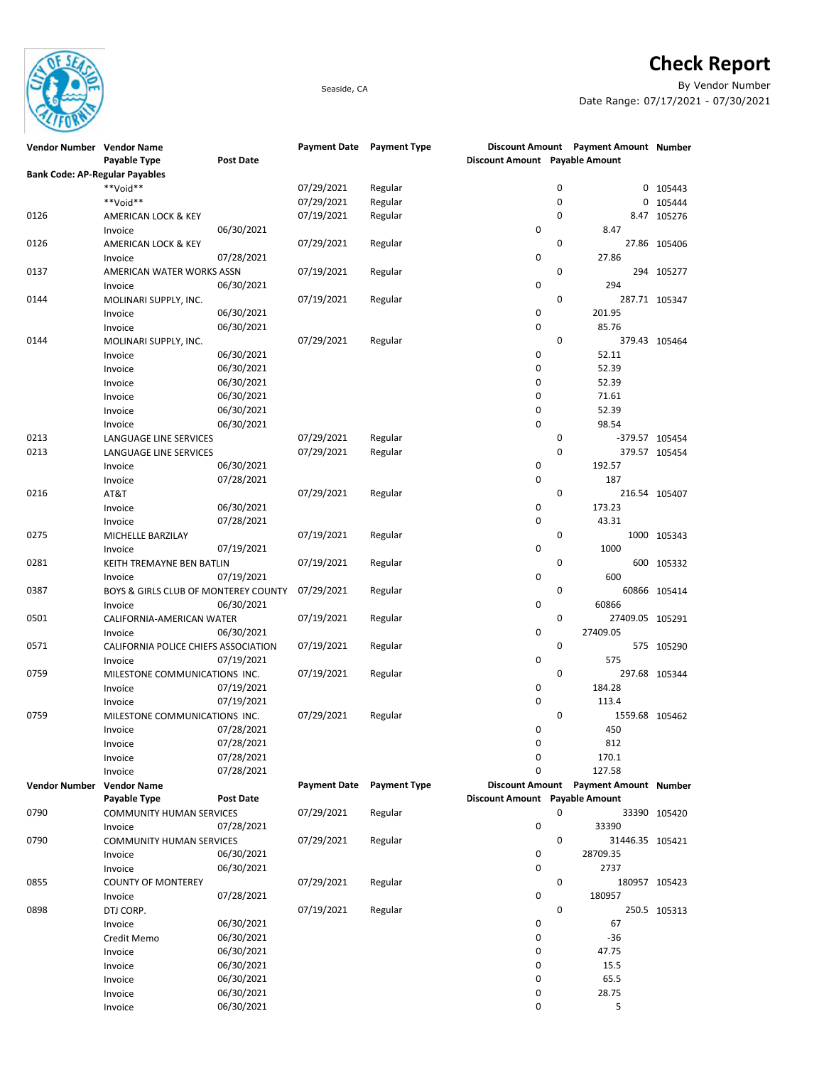# Check Report

Seaside, CA

By Vendor Number

Date Range: 07/17/2021 - 07/30/2021

| Vendor Number | Vendor Name / Payable Type | Post Date | Payment Date | Payment Type | Discount Amount | Payment Amount | Number |
|---|---|---|---|---|---|---|---|
| | | | | | Discount Amount | Payable Amount | |
| **Bank Code: AP-Regular Payables** | | | | | | | |
| | **Void** | | 07/29/2021 | Regular | 0 | 0 | 105443 |
| | **Void** | | 07/29/2021 | Regular | 0 | 0 | 105444 |
| 0126 | AMERICAN LOCK & KEY | | 07/19/2021 | Regular | 0 | 8.47 | 105276 |
| | Invoice | 06/30/2021 | | | 0 | 8.47 | |
| 0126 | AMERICAN LOCK & KEY | | 07/29/2021 | Regular | 0 | 27.86 | 105406 |
| | Invoice | 07/28/2021 | | | 0 | 27.86 | |
| 0137 | AMERICAN WATER WORKS ASSN | | 07/19/2021 | Regular | 0 | 294 | 105277 |
| | Invoice | 06/30/2021 | | | 0 | 294 | |
| 0144 | MOLINARI SUPPLY, INC. | | 07/19/2021 | Regular | 0 | 287.71 | 105347 |
| | Invoice | 06/30/2021 | | | 0 | 201.95 | |
| | Invoice | 06/30/2021 | | | 0 | 85.76 | |
| 0144 | MOLINARI SUPPLY, INC. | | 07/29/2021 | Regular | 0 | 379.43 | 105464 |
| | Invoice | 06/30/2021 | | | 0 | 52.11 | |
| | Invoice | 06/30/2021 | | | 0 | 52.39 | |
| | Invoice | 06/30/2021 | | | 0 | 52.39 | |
| | Invoice | 06/30/2021 | | | 0 | 71.61 | |
| | Invoice | 06/30/2021 | | | 0 | 52.39 | |
| | Invoice | 06/30/2021 | | | 0 | 98.54 | |
| 0213 | LANGUAGE LINE SERVICES | | 07/29/2021 | Regular | 0 | -379.57 | 105454 |
| 0213 | LANGUAGE LINE SERVICES | | 07/29/2021 | Regular | 0 | 379.57 | 105454 |
| | Invoice | 06/30/2021 | | | 0 | 192.57 | |
| | Invoice | 07/28/2021 | | | 0 | 187 | |
| 0216 | AT&T | | 07/29/2021 | Regular | 0 | 216.54 | 105407 |
| | Invoice | 06/30/2021 | | | 0 | 173.23 | |
| | Invoice | 07/28/2021 | | | 0 | 43.31 | |
| 0275 | MICHELLE BARZILAY | | 07/19/2021 | Regular | 0 | 1000 | 105343 |
| | Invoice | 07/19/2021 | | | 0 | 1000 | |
| 0281 | KEITH TREMAYNE BEN BATLIN | | 07/19/2021 | Regular | 0 | 600 | 105332 |
| | Invoice | 07/19/2021 | | | 0 | 600 | |
| 0387 | BOYS & GIRLS CLUB OF MONTEREY COUNTY | | 07/29/2021 | Regular | 0 | 60866 | 105414 |
| | Invoice | 06/30/2021 | | | 0 | 60866 | |
| 0501 | CALIFORNIA-AMERICAN WATER | | 07/19/2021 | Regular | 0 | 27409.05 | 105291 |
| | Invoice | 06/30/2021 | | | 0 | 27409.05 | |
| 0571 | CALIFORNIA POLICE CHIEFS ASSOCIATION | | 07/19/2021 | Regular | 0 | 575 | 105290 |
| | Invoice | 07/19/2021 | | | 0 | 575 | |
| 0759 | MILESTONE COMMUNICATIONS INC. | | 07/19/2021 | Regular | 0 | 297.68 | 105344 |
| | Invoice | 07/19/2021 | | | 0 | 184.28 | |
| | Invoice | 07/19/2021 | | | 0 | 113.4 | |
| 0759 | MILESTONE COMMUNICATIONS INC. | | 07/29/2021 | Regular | 0 | 1559.68 | 105462 |
| | Invoice | 07/28/2021 | | | 0 | 450 | |
| | Invoice | 07/28/2021 | | | 0 | 812 | |
| | Invoice | 07/28/2021 | | | 0 | 170.1 | |
| | Invoice | 07/28/2021 | | | 0 | 127.58 | |
| 0790 | COMMUNITY HUMAN SERVICES | | 07/29/2021 | Regular | 0 | 33390 | 105420 |
| | Invoice | 07/28/2021 | | | 0 | 33390 | |
| 0790 | COMMUNITY HUMAN SERVICES | | 07/29/2021 | Regular | 0 | 31446.35 | 105421 |
| | Invoice | 06/30/2021 | | | 0 | 28709.35 | |
| | Invoice | 06/30/2021 | | | 0 | 2737 | |
| 0855 | COUNTY OF MONTEREY | | 07/29/2021 | Regular | 0 | 180957 | 105423 |
| | Invoice | 07/28/2021 | | | 0 | 180957 | |
| 0898 | DTJ CORP. | | 07/19/2021 | Regular | 0 | 250.5 | 105313 |
| | Invoice | 06/30/2021 | | | 0 | 67 | |
| | Credit Memo | 06/30/2021 | | | 0 | -36 | |
| | Invoice | 06/30/2021 | | | 0 | 47.75 | |
| | Invoice | 06/30/2021 | | | 0 | 15.5 | |
| | Invoice | 06/30/2021 | | | 0 | 65.5 | |
| | Invoice | 06/30/2021 | | | 0 | 28.75 | |
| | Invoice | 06/30/2021 | | | 0 | 5 | |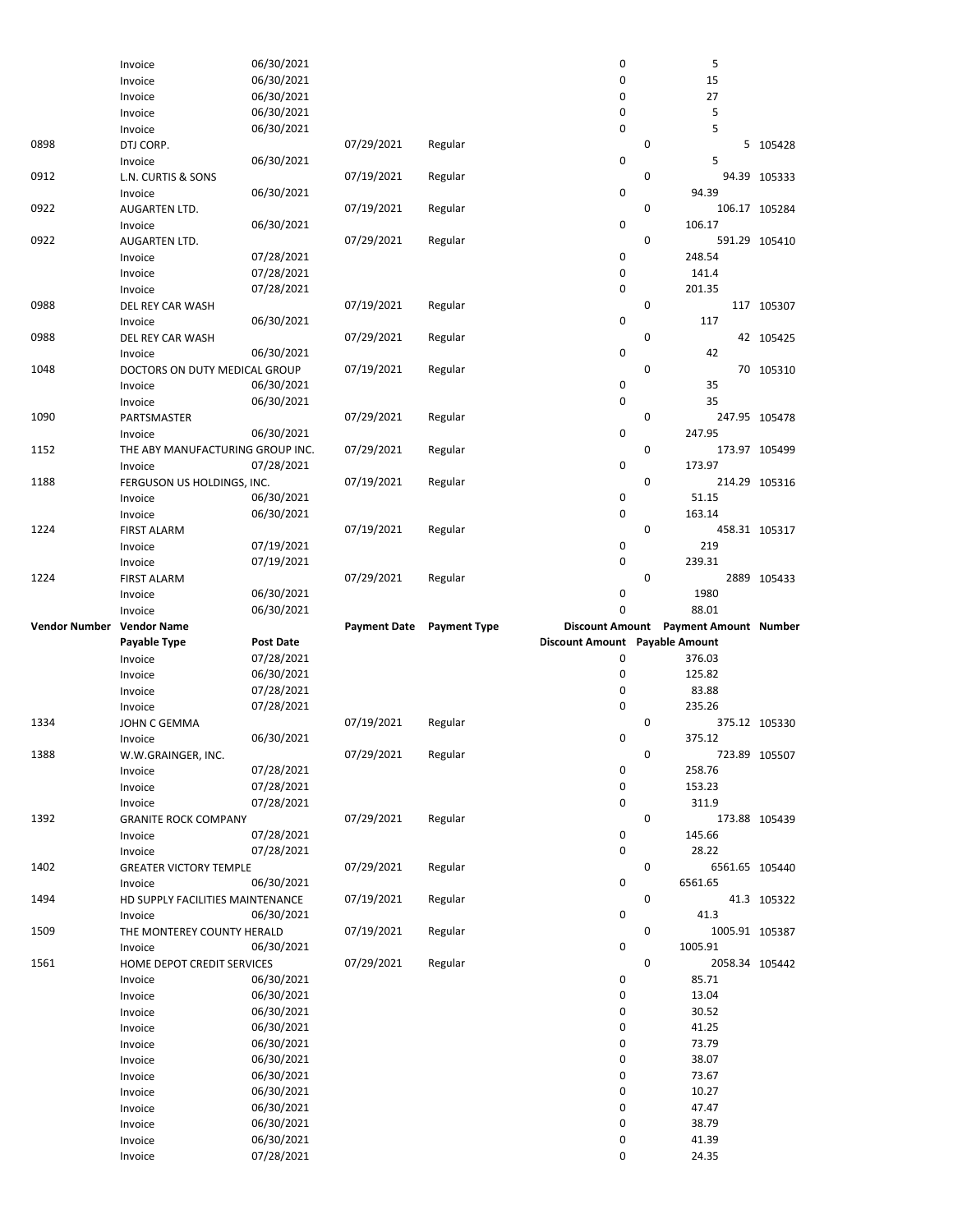| Vendor Number | Vendor Name | | Payment Date | Payment Type | Discount Amount | Payment Amount | Number |
|---|---|---|---|---|---|---|---|
| | Payable Type | Post Date | | | Discount Amount | Payable Amount | |
| | Invoice | 06/30/2021 | | | 0 | 5 | |
| | Invoice | 06/30/2021 | | | 0 | 15 | |
| | Invoice | 06/30/2021 | | | 0 | 27 | |
| | Invoice | 06/30/2021 | | | 0 | 5 | |
| | Invoice | 06/30/2021 | | | 0 | 5 | |
| 0898 | DTJ CORP. | | 07/29/2021 | Regular | 0 | 5 | 105428 |
| | Invoice | 06/30/2021 | | | 0 | 5 | |
| 0912 | L.N. CURTIS & SONS | | 07/19/2021 | Regular | 0 | 94.39 | 105333 |
| | Invoice | 06/30/2021 | | | 0 | 94.39 | |
| 0922 | AUGARTEN LTD. | | 07/19/2021 | Regular | 0 | 106.17 | 105284 |
| | Invoice | 06/30/2021 | | | 0 | 106.17 | |
| 0922 | AUGARTEN LTD. | | 07/29/2021 | Regular | 0 | 591.29 | 105410 |
| | Invoice | 07/28/2021 | | | 0 | 248.54 | |
| | Invoice | 07/28/2021 | | | 0 | 141.4 | |
| | Invoice | 07/28/2021 | | | 0 | 201.35 | |
| 0988 | DEL REY CAR WASH | | 07/19/2021 | Regular | 0 | 117 | 105307 |
| | Invoice | 06/30/2021 | | | 0 | 117 | |
| 0988 | DEL REY CAR WASH | | 07/29/2021 | Regular | 0 | 42 | 105425 |
| | Invoice | 06/30/2021 | | | 0 | 42 | |
| 1048 | DOCTORS ON DUTY MEDICAL GROUP | | 07/19/2021 | Regular | 0 | 70 | 105310 |
| | Invoice | 06/30/2021 | | | 0 | 35 | |
| | Invoice | 06/30/2021 | | | 0 | 35 | |
| 1090 | PARTSMASTER | | 07/29/2021 | Regular | 0 | 247.95 | 105478 |
| | Invoice | 06/30/2021 | | | 0 | 247.95 | |
| 1152 | THE ABY MANUFACTURING GROUP INC. | | 07/29/2021 | Regular | 0 | 173.97 | 105499 |
| | Invoice | 07/28/2021 | | | 0 | 173.97 | |
| 1188 | FERGUSON US HOLDINGS, INC. | | 07/19/2021 | Regular | 0 | 214.29 | 105316 |
| | Invoice | 06/30/2021 | | | 0 | 51.15 | |
| | Invoice | 06/30/2021 | | | 0 | 163.14 | |
| 1224 | FIRST ALARM | | 07/19/2021 | Regular | 0 | 458.31 | 105317 |
| | Invoice | 07/19/2021 | | | 0 | 219 | |
| | Invoice | 07/19/2021 | | | 0 | 239.31 | |
| 1224 | FIRST ALARM | | 07/29/2021 | Regular | 0 | 2889 | 105433 |
| | Invoice | 06/30/2021 | | | 0 | 1980 | |
| | Invoice | 06/30/2021 | | | 0 | 88.01 | |
| | Invoice | 07/28/2021 | | | 0 | 376.03 | |
| | Invoice | 06/30/2021 | | | 0 | 125.82 | |
| | Invoice | 07/28/2021 | | | 0 | 83.88 | |
| | Invoice | 07/28/2021 | | | 0 | 235.26 | |
| 1334 | JOHN C GEMMA | | 07/19/2021 | Regular | 0 | 375.12 | 105330 |
| | Invoice | 06/30/2021 | | | 0 | 375.12 | |
| 1388 | W.W.GRAINGER, INC. | | 07/29/2021 | Regular | 0 | 723.89 | 105507 |
| | Invoice | 07/28/2021 | | | 0 | 258.76 | |
| | Invoice | 07/28/2021 | | | 0 | 153.23 | |
| | Invoice | 07/28/2021 | | | 0 | 311.9 | |
| 1392 | GRANITE ROCK COMPANY | | 07/29/2021 | Regular | 0 | 173.88 | 105439 |
| | Invoice | 07/28/2021 | | | 0 | 145.66 | |
| | Invoice | 07/28/2021 | | | 0 | 28.22 | |
| 1402 | GREATER VICTORY TEMPLE | | 07/29/2021 | Regular | 0 | 6561.65 | 105440 |
| | Invoice | 06/30/2021 | | | 0 | 6561.65 | |
| 1494 | HD SUPPLY FACILITIES MAINTENANCE | | 07/19/2021 | Regular | 0 | 41.3 | 105322 |
| | Invoice | 06/30/2021 | | | 0 | 41.3 | |
| 1509 | THE MONTEREY COUNTY HERALD | | 07/19/2021 | Regular | 0 | 1005.91 | 105387 |
| | Invoice | 06/30/2021 | | | 0 | 1005.91 | |
| 1561 | HOME DEPOT CREDIT SERVICES | | 07/29/2021 | Regular | 0 | 2058.34 | 105442 |
| | Invoice | 06/30/2021 | | | 0 | 85.71 | |
| | Invoice | 06/30/2021 | | | 0 | 13.04 | |
| | Invoice | 06/30/2021 | | | 0 | 30.52 | |
| | Invoice | 06/30/2021 | | | 0 | 41.25 | |
| | Invoice | 06/30/2021 | | | 0 | 73.79 | |
| | Invoice | 06/30/2021 | | | 0 | 38.07 | |
| | Invoice | 06/30/2021 | | | 0 | 73.67 | |
| | Invoice | 06/30/2021 | | | 0 | 10.27 | |
| | Invoice | 06/30/2021 | | | 0 | 47.47 | |
| | Invoice | 06/30/2021 | | | 0 | 38.79 | |
| | Invoice | 06/30/2021 | | | 0 | 41.39 | |
| | Invoice | 07/28/2021 | | | 0 | 24.35 | |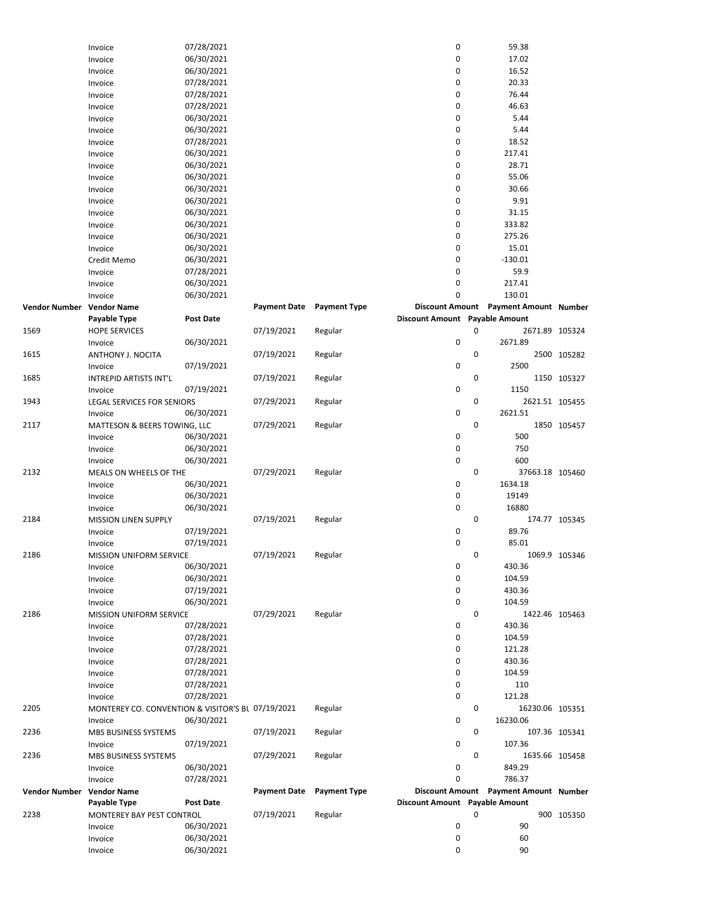| Vendor Number | Vendor Name | | Payment Date | Payment Type | Discount Amount | Payment Amount | Number |
|---|---|---|---|---|---|---|---|
| | Payable Type | Post Date | | | Discount Amount | Payable Amount | |
| | Invoice | 07/28/2021 | | | 0 | 59.38 | |
| | Invoice | 06/30/2021 | | | 0 | 17.02 | |
| | Invoice | 06/30/2021 | | | 0 | 16.52 | |
| | Invoice | 07/28/2021 | | | 0 | 20.33 | |
| | Invoice | 07/28/2021 | | | 0 | 76.44 | |
| | Invoice | 07/28/2021 | | | 0 | 46.63 | |
| | Invoice | 06/30/2021 | | | 0 | 5.44 | |
| | Invoice | 06/30/2021 | | | 0 | 5.44 | |
| | Invoice | 07/28/2021 | | | 0 | 18.52 | |
| | Invoice | 06/30/2021 | | | 0 | 217.41 | |
| | Invoice | 06/30/2021 | | | 0 | 28.71 | |
| | Invoice | 06/30/2021 | | | 0 | 55.06 | |
| | Invoice | 06/30/2021 | | | 0 | 30.66 | |
| | Invoice | 06/30/2021 | | | 0 | 9.91 | |
| | Invoice | 06/30/2021 | | | 0 | 31.15 | |
| | Invoice | 06/30/2021 | | | 0 | 333.82 | |
| | Invoice | 06/30/2021 | | | 0 | 275.26 | |
| | Invoice | 06/30/2021 | | | 0 | 15.01 | |
| | Credit Memo | 06/30/2021 | | | 0 | -130.01 | |
| | Invoice | 07/28/2021 | | | 0 | 59.9 | |
| | Invoice | 06/30/2021 | | | 0 | 217.41 | |
| | Invoice | 06/30/2021 | | | 0 | 130.01 | |

| Vendor Number | Vendor Name | | Payment Date | Payment Type | Discount Amount | Payment Amount | Number |
|---|---|---|---|---|---|---|---|
| | Payable Type | Post Date | | | Discount Amount | Payable Amount | |
| 1569 | HOPE SERVICES | | 07/19/2021 | Regular | 0 | 2671.89 | 105324 |
| | Invoice | 06/30/2021 | | | 0 | 2671.89 | |
| 1615 | ANTHONY J. NOCITA | | 07/19/2021 | Regular | 0 | 2500 | 105282 |
| | Invoice | 07/19/2021 | | | 0 | 2500 | |
| 1685 | INTREPID ARTISTS INT'L | | 07/19/2021 | Regular | 0 | 1150 | 105327 |
| | Invoice | 07/19/2021 | | | 0 | 1150 | |
| 1943 | LEGAL SERVICES FOR SENIORS | | 07/29/2021 | Regular | 0 | 2621.51 | 105455 |
| | Invoice | 06/30/2021 | | | 0 | 2621.51 | |
| 2117 | MATTESON & BEERS TOWING, LLC | | 07/29/2021 | Regular | 0 | 1850 | 105457 |
| | Invoice | 06/30/2021 | | | 0 | 500 | |
| | Invoice | 06/30/2021 | | | 0 | 750 | |
| | Invoice | 06/30/2021 | | | 0 | 600 | |
| 2132 | MEALS ON WHEELS OF THE | | 07/29/2021 | Regular | 0 | 37663.18 | 105460 |
| | Invoice | 06/30/2021 | | | 0 | 1634.18 | |
| | Invoice | 06/30/2021 | | | 0 | 19149 | |
| | Invoice | 06/30/2021 | | | 0 | 16880 | |
| 2184 | MISSION LINEN SUPPLY | | 07/19/2021 | Regular | 0 | 174.77 | 105345 |
| | Invoice | 07/19/2021 | | | 0 | 89.76 | |
| | Invoice | 07/19/2021 | | | 0 | 85.01 | |
| 2186 | MISSION UNIFORM SERVICE | | 07/19/2021 | Regular | 0 | 1069.9 | 105346 |
| | Invoice | 06/30/2021 | | | 0 | 430.36 | |
| | Invoice | 06/30/2021 | | | 0 | 104.59 | |
| | Invoice | 07/19/2021 | | | 0 | 430.36 | |
| | Invoice | 06/30/2021 | | | 0 | 104.59 | |
| 2186 | MISSION UNIFORM SERVICE | | 07/29/2021 | Regular | 0 | 1422.46 | 105463 |
| | Invoice | 07/28/2021 | | | 0 | 430.36 | |
| | Invoice | 07/28/2021 | | | 0 | 104.59 | |
| | Invoice | 07/28/2021 | | | 0 | 121.28 | |
| | Invoice | 07/28/2021 | | | 0 | 430.36 | |
| | Invoice | 07/28/2021 | | | 0 | 104.59 | |
| | Invoice | 07/28/2021 | | | 0 | 110 | |
| | Invoice | 07/28/2021 | | | 0 | 121.28 | |
| 2205 | MONTEREY CO. CONVENTION & VISITOR'S BU | | 07/19/2021 | Regular | 0 | 16230.06 | 105351 |
| | Invoice | 06/30/2021 | | | 0 | 16230.06 | |
| 2236 | MBS BUSINESS SYSTEMS | | 07/19/2021 | Regular | 0 | 107.36 | 105341 |
| | Invoice | 07/19/2021 | | | 0 | 107.36 | |
| 2236 | MBS BUSINESS SYSTEMS | | 07/29/2021 | Regular | 0 | 1635.66 | 105458 |
| | Invoice | 06/30/2021 | | | 0 | 849.29 | |
| | Invoice | 07/28/2021 | | | 0 | 786.37 | |

| Vendor Number | Vendor Name | | Payment Date | Payment Type | Discount Amount | Payment Amount | Number |
|---|---|---|---|---|---|---|---|
| | Payable Type | Post Date | | | Discount Amount | Payable Amount | |
| 2238 | MONTEREY BAY PEST CONTROL | | 07/19/2021 | Regular | 0 | 900 | 105350 |
| | Invoice | 06/30/2021 | | | 0 | 90 | |
| | Invoice | 06/30/2021 | | | 0 | 60 | |
| | Invoice | 06/30/2021 | | | 0 | 90 | |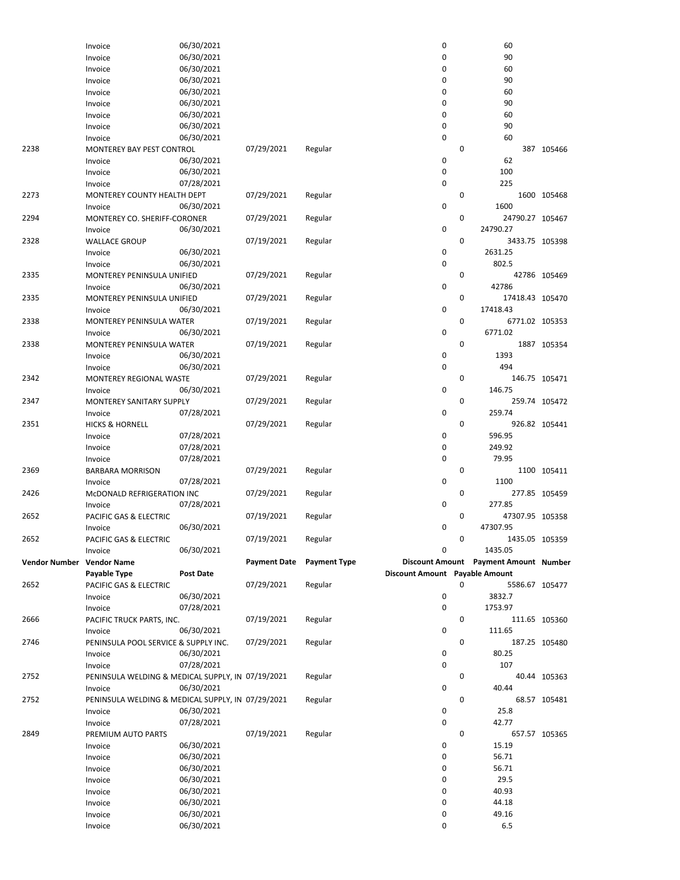| Vendor Number | Vendor Name | | Payment Date | Payment Type | Discount Amount | Payment Amount | Number |
|---|---|---|---|---|---|---|---|
| | Payable Type | Post Date | | | Discount Amount | Payable Amount | |
| | Invoice | 06/30/2021 | | | 0 | 60 | |
| | Invoice | 06/30/2021 | | | 0 | 90 | |
| | Invoice | 06/30/2021 | | | 0 | 60 | |
| | Invoice | 06/30/2021 | | | 0 | 90 | |
| | Invoice | 06/30/2021 | | | 0 | 60 | |
| | Invoice | 06/30/2021 | | | 0 | 90 | |
| | Invoice | 06/30/2021 | | | 0 | 60 | |
| | Invoice | 06/30/2021 | | | 0 | 90 | |
| | Invoice | 06/30/2021 | | | 0 | 60 | |
| 2238 | MONTEREY BAY PEST CONTROL | | 07/29/2021 | Regular | 0 | 387 | 105466 |
| | Invoice | 06/30/2021 | | | 0 | 62 | |
| | Invoice | 06/30/2021 | | | 0 | 100 | |
| | Invoice | 07/28/2021 | | | 0 | 225 | |
| 2273 | MONTEREY COUNTY HEALTH DEPT | | 07/29/2021 | Regular | 0 | 1600 | 105468 |
| | Invoice | 06/30/2021 | | | 0 | 1600 | |
| 2294 | MONTEREY CO. SHERIFF-CORONER | | 07/29/2021 | Regular | 0 | 24790.27 | 105467 |
| | Invoice | 06/30/2021 | | | 0 | 24790.27 | |
| 2328 | WALLACE GROUP | | 07/19/2021 | Regular | 0 | 3433.75 | 105398 |
| | Invoice | 06/30/2021 | | | 0 | 2631.25 | |
| | Invoice | 06/30/2021 | | | 0 | 802.5 | |
| 2335 | MONTEREY PENINSULA UNIFIED | | 07/29/2021 | Regular | 0 | 42786 | 105469 |
| | Invoice | 06/30/2021 | | | 0 | 42786 | |
| 2335 | MONTEREY PENINSULA UNIFIED | | 07/29/2021 | Regular | 0 | 17418.43 | 105470 |
| | Invoice | 06/30/2021 | | | 0 | 17418.43 | |
| 2338 | MONTEREY PENINSULA WATER | | 07/19/2021 | Regular | 0 | 6771.02 | 105353 |
| | Invoice | 06/30/2021 | | | 0 | 6771.02 | |
| 2338 | MONTEREY PENINSULA WATER | | 07/19/2021 | Regular | 0 | 1887 | 105354 |
| | Invoice | 06/30/2021 | | | 0 | 1393 | |
| | Invoice | 06/30/2021 | | | 0 | 494 | |
| 2342 | MONTEREY REGIONAL WASTE | | 07/29/2021 | Regular | 0 | 146.75 | 105471 |
| | Invoice | 06/30/2021 | | | 0 | 146.75 | |
| 2347 | MONTEREY SANITARY SUPPLY | | 07/29/2021 | Regular | 0 | 259.74 | 105472 |
| | Invoice | 07/28/2021 | | | 0 | 259.74 | |
| 2351 | HICKS & HORNELL | | 07/29/2021 | Regular | 0 | 926.82 | 105441 |
| | Invoice | 07/28/2021 | | | 0 | 596.95 | |
| | Invoice | 07/28/2021 | | | 0 | 249.92 | |
| | Invoice | 07/28/2021 | | | 0 | 79.95 | |
| 2369 | BARBARA MORRISON | | 07/29/2021 | Regular | 0 | 1100 | 105411 |
| | Invoice | 07/28/2021 | | | 0 | 1100 | |
| 2426 | McDONALD REFRIGERATION INC | | 07/29/2021 | Regular | 0 | 277.85 | 105459 |
| | Invoice | 07/28/2021 | | | 0 | 277.85 | |
| 2652 | PACIFIC GAS & ELECTRIC | | 07/19/2021 | Regular | 0 | 47307.95 | 105358 |
| | Invoice | 06/30/2021 | | | 0 | 47307.95 | |
| 2652 | PACIFIC GAS & ELECTRIC | | 07/19/2021 | Regular | 0 | 1435.05 | 105359 |
| | Invoice | 06/30/2021 | | | 0 | 1435.05 | |
| 2652 | PACIFIC GAS & ELECTRIC | | 07/29/2021 | Regular | 0 | 5586.67 | 105477 |
| | Invoice | 06/30/2021 | | | 0 | 3832.7 | |
| | Invoice | 07/28/2021 | | | 0 | 1753.97 | |
| 2666 | PACIFIC TRUCK PARTS, INC. | | 07/19/2021 | Regular | 0 | 111.65 | 105360 |
| | Invoice | 06/30/2021 | | | 0 | 111.65 | |
| 2746 | PENINSULA POOL SERVICE & SUPPLY INC. | | 07/29/2021 | Regular | 0 | 187.25 | 105480 |
| | Invoice | 06/30/2021 | | | 0 | 80.25 | |
| | Invoice | 07/28/2021 | | | 0 | 107 | |
| 2752 | PENINSULA WELDING & MEDICAL SUPPLY, IN | | 07/19/2021 | Regular | 0 | 40.44 | 105363 |
| | Invoice | 06/30/2021 | | | 0 | 40.44 | |
| 2752 | PENINSULA WELDING & MEDICAL SUPPLY, IN | | 07/29/2021 | Regular | 0 | 68.57 | 105481 |
| | Invoice | 06/30/2021 | | | 0 | 25.8 | |
| | Invoice | 07/28/2021 | | | 0 | 42.77 | |
| 2849 | PREMIUM AUTO PARTS | | 07/19/2021 | Regular | 0 | 657.57 | 105365 |
| | Invoice | 06/30/2021 | | | 0 | 15.19 | |
| | Invoice | 06/30/2021 | | | 0 | 56.71 | |
| | Invoice | 06/30/2021 | | | 0 | 56.71 | |
| | Invoice | 06/30/2021 | | | 0 | 29.5 | |
| | Invoice | 06/30/2021 | | | 0 | 40.93 | |
| | Invoice | 06/30/2021 | | | 0 | 44.18 | |
| | Invoice | 06/30/2021 | | | 0 | 49.16 | |
| | Invoice | 06/30/2021 | | | 0 | 6.5 | |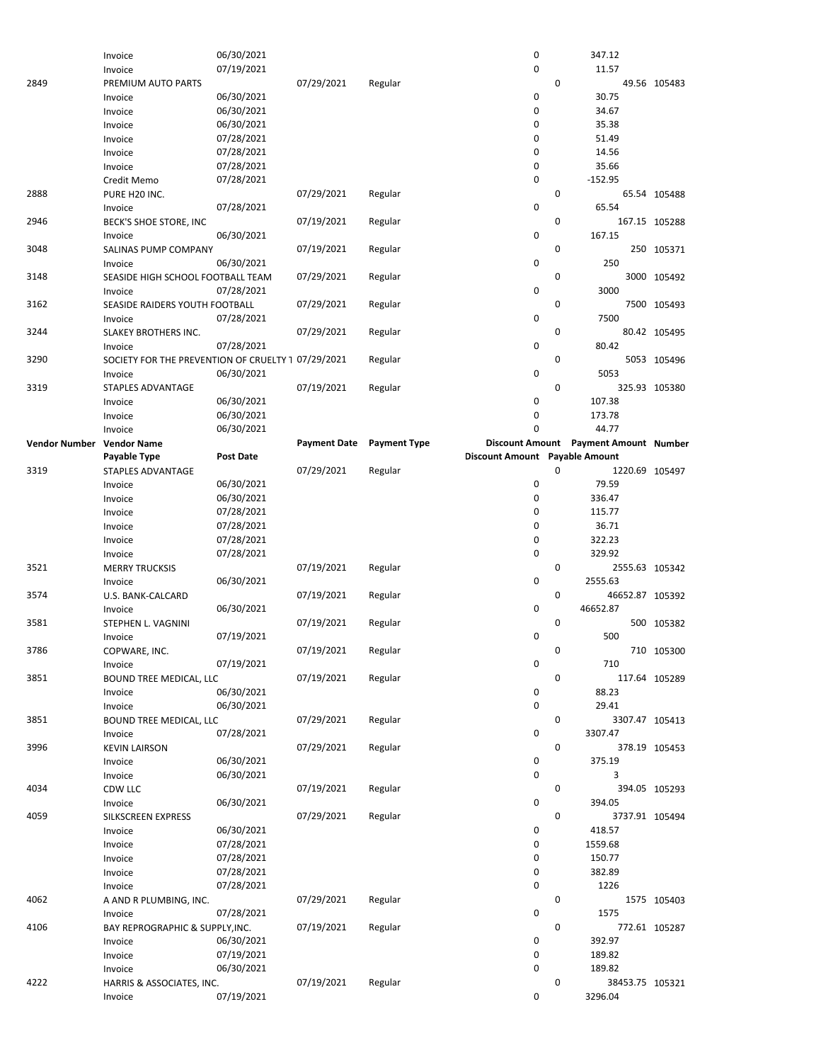| Vendor Number | Vendor Name | | Payment Date | Payment Type | Discount Amount | Payment Amount | Number |
|---|---|---|---|---|---|---|---|
| | Payable Type | Post Date | | | Discount Amount | Payable Amount | |
| | Invoice | 06/30/2021 | | | 0 | 347.12 | |
| | Invoice | 07/19/2021 | | | 0 | 11.57 | |
| 2849 | PREMIUM AUTO PARTS | | 07/29/2021 | Regular | 0 | 49.56 | 105483 |
| | Invoice | 06/30/2021 | | | 0 | 30.75 | |
| | Invoice | 06/30/2021 | | | 0 | 34.67 | |
| | Invoice | 06/30/2021 | | | 0 | 35.38 | |
| | Invoice | 07/28/2021 | | | 0 | 51.49 | |
| | Invoice | 07/28/2021 | | | 0 | 14.56 | |
| | Invoice | 07/28/2021 | | | 0 | 35.66 | |
| | Credit Memo | 07/28/2021 | | | 0 | -152.95 | |
| 2888 | PURE H20 INC. | | 07/29/2021 | Regular | 0 | 65.54 | 105488 |
| | Invoice | 07/28/2021 | | | 0 | 65.54 | |
| 2946 | BECK'S SHOE STORE, INC | | 07/19/2021 | Regular | 0 | 167.15 | 105288 |
| | Invoice | 06/30/2021 | | | 0 | 167.15 | |
| 3048 | SALINAS PUMP COMPANY | | 07/19/2021 | Regular | 0 | 250 | 105371 |
| | Invoice | 06/30/2021 | | | 0 | 250 | |
| 3148 | SEASIDE HIGH SCHOOL FOOTBALL TEAM | | 07/29/2021 | Regular | 0 | 3000 | 105492 |
| | Invoice | 07/28/2021 | | | 0 | 3000 | |
| 3162 | SEASIDE RAIDERS YOUTH FOOTBALL | | 07/29/2021 | Regular | 0 | 7500 | 105493 |
| | Invoice | 07/28/2021 | | | 0 | 7500 | |
| 3244 | SLAKEY BROTHERS INC. | | 07/29/2021 | Regular | 0 | 80.42 | 105495 |
| | Invoice | 07/28/2021 | | | 0 | 80.42 | |
| 3290 | SOCIETY FOR THE PREVENTION OF CRUELTY 1 | | 07/29/2021 | Regular | 0 | 5053 | 105496 |
| | Invoice | 06/30/2021 | | | 0 | 5053 | |
| 3319 | STAPLES ADVANTAGE | | 07/19/2021 | Regular | 0 | 325.93 | 105380 |
| | Invoice | 06/30/2021 | | | 0 | 107.38 | |
| | Invoice | 06/30/2021 | | | 0 | 173.78 | |
| | Invoice | 06/30/2021 | | | 0 | 44.77 | |
| 3319 | STAPLES ADVANTAGE | | 07/29/2021 | Regular | 0 | 1220.69 | 105497 |
| | Invoice | 06/30/2021 | | | 0 | 79.59 | |
| | Invoice | 06/30/2021 | | | 0 | 336.47 | |
| | Invoice | 07/28/2021 | | | 0 | 115.77 | |
| | Invoice | 07/28/2021 | | | 0 | 36.71 | |
| | Invoice | 07/28/2021 | | | 0 | 322.23 | |
| | Invoice | 07/28/2021 | | | 0 | 329.92 | |
| 3521 | MERRY TRUCKSIS | | 07/19/2021 | Regular | 0 | 2555.63 | 105342 |
| | Invoice | 06/30/2021 | | | 0 | 2555.63 | |
| 3574 | U.S. BANK-CALCARD | | 07/19/2021 | Regular | 0 | 46652.87 | 105392 |
| | Invoice | 06/30/2021 | | | 0 | 46652.87 | |
| 3581 | STEPHEN L. VAGNINI | | 07/19/2021 | Regular | 0 | 500 | 105382 |
| | Invoice | 07/19/2021 | | | 0 | 500 | |
| 3786 | COPWARE, INC. | | 07/19/2021 | Regular | 0 | 710 | 105300 |
| | Invoice | 07/19/2021 | | | 0 | 710 | |
| 3851 | BOUND TREE MEDICAL, LLC | | 07/19/2021 | Regular | 0 | 117.64 | 105289 |
| | Invoice | 06/30/2021 | | | 0 | 88.23 | |
| | Invoice | 06/30/2021 | | | 0 | 29.41 | |
| 3851 | BOUND TREE MEDICAL, LLC | | 07/29/2021 | Regular | 0 | 3307.47 | 105413 |
| | Invoice | 07/28/2021 | | | 0 | 3307.47 | |
| 3996 | KEVIN LAIRSON | | 07/29/2021 | Regular | 0 | 378.19 | 105453 |
| | Invoice | 06/30/2021 | | | 0 | 375.19 | |
| | Invoice | 06/30/2021 | | | 0 | 3 | |
| 4034 | CDW LLC | | 07/19/2021 | Regular | 0 | 394.05 | 105293 |
| | Invoice | 06/30/2021 | | | 0 | 394.05 | |
| 4059 | SILKSCREEN EXPRESS | | 07/29/2021 | Regular | 0 | 3737.91 | 105494 |
| | Invoice | 06/30/2021 | | | 0 | 418.57 | |
| | Invoice | 07/28/2021 | | | 0 | 1559.68 | |
| | Invoice | 07/28/2021 | | | 0 | 150.77 | |
| | Invoice | 07/28/2021 | | | 0 | 382.89 | |
| | Invoice | 07/28/2021 | | | 0 | 1226 | |
| 4062 | A AND R PLUMBING, INC. | | 07/29/2021 | Regular | 0 | 1575 | 105403 |
| | Invoice | 07/28/2021 | | | 0 | 1575 | |
| 4106 | BAY REPROGRAPHIC & SUPPLY,INC. | | 07/19/2021 | Regular | 0 | 772.61 | 105287 |
| | Invoice | 06/30/2021 | | | 0 | 392.97 | |
| | Invoice | 07/19/2021 | | | 0 | 189.82 | |
| | Invoice | 06/30/2021 | | | 0 | 189.82 | |
| 4222 | HARRIS & ASSOCIATES, INC. | | 07/19/2021 | Regular | 0 | 38453.75 | 105321 |
| | Invoice | 07/19/2021 | | | 0 | 3296.04 | |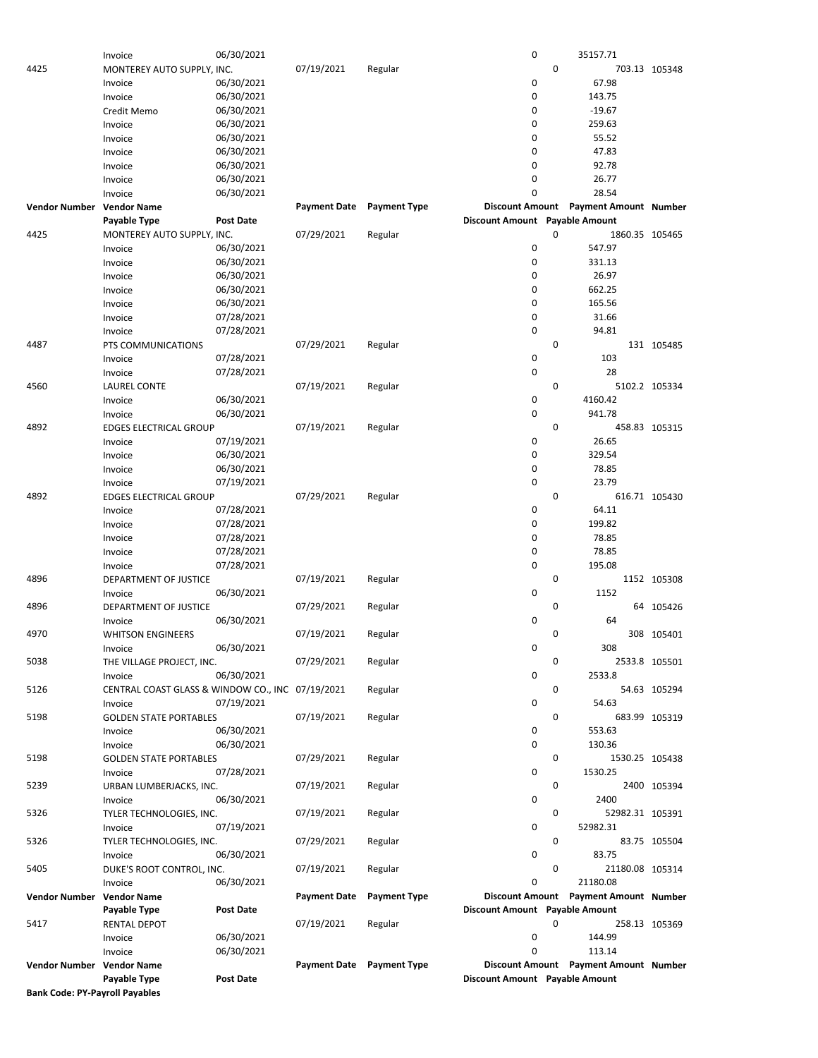| Vendor Number | Vendor Name | | Payment Date | Payment Type | Discount Amount | Payment Amount | Number |
|---|---|---|---|---|---|---|---|
| | Payable Type | Post Date | | | Discount Amount | Payable Amount | |
| | Invoice | 06/30/2021 | | | 0 | 35157.71 | |
| 4425 | MONTEREY AUTO SUPPLY, INC. | | 07/19/2021 | Regular | 0 | 703.13 | 105348 |
| | Invoice | 06/30/2021 | | | 0 | 67.98 | |
| | Invoice | 06/30/2021 | | | 0 | 143.75 | |
| | Credit Memo | 06/30/2021 | | | 0 | -19.67 | |
| | Invoice | 06/30/2021 | | | 0 | 259.63 | |
| | Invoice | 06/30/2021 | | | 0 | 55.52 | |
| | Invoice | 06/30/2021 | | | 0 | 47.83 | |
| | Invoice | 06/30/2021 | | | 0 | 92.78 | |
| | Invoice | 06/30/2021 | | | 0 | 26.77 | |
| | Invoice | 06/30/2021 | | | 0 | 28.54 | |
| **Vendor Number** | **Vendor Name** | | **Payment Date** | **Payment Type** | **Discount Amount** | **Payment Amount** | **Number** |
| | **Payable Type** | **Post Date** | | | **Discount Amount** | **Payable Amount** | |
| 4425 | MONTEREY AUTO SUPPLY, INC. | | 07/29/2021 | Regular | 0 | 1860.35 | 105465 |
| | Invoice | 06/30/2021 | | | 0 | 547.97 | |
| | Invoice | 06/30/2021 | | | 0 | 331.13 | |
| | Invoice | 06/30/2021 | | | 0 | 26.97 | |
| | Invoice | 06/30/2021 | | | 0 | 662.25 | |
| | Invoice | 06/30/2021 | | | 0 | 165.56 | |
| | Invoice | 07/28/2021 | | | 0 | 31.66 | |
| | Invoice | 07/28/2021 | | | 0 | 94.81 | |
| 4487 | PTS COMMUNICATIONS | | 07/29/2021 | Regular | 0 | 131 | 105485 |
| | Invoice | 07/28/2021 | | | 0 | 103 | |
| | Invoice | 07/28/2021 | | | 0 | 28 | |
| 4560 | LAUREL CONTE | | 07/19/2021 | Regular | 0 | 5102.2 | 105334 |
| | Invoice | 06/30/2021 | | | 0 | 4160.42 | |
| | Invoice | 06/30/2021 | | | 0 | 941.78 | |
| 4892 | EDGES ELECTRICAL GROUP | | 07/19/2021 | Regular | 0 | 458.83 | 105315 |
| | Invoice | 07/19/2021 | | | 0 | 26.65 | |
| | Invoice | 06/30/2021 | | | 0 | 329.54 | |
| | Invoice | 06/30/2021 | | | 0 | 78.85 | |
| | Invoice | 07/19/2021 | | | 0 | 23.79 | |
| 4892 | EDGES ELECTRICAL GROUP | | 07/29/2021 | Regular | 0 | 616.71 | 105430 |
| | Invoice | 07/28/2021 | | | 0 | 64.11 | |
| | Invoice | 07/28/2021 | | | 0 | 199.82 | |
| | Invoice | 07/28/2021 | | | 0 | 78.85 | |
| | Invoice | 07/28/2021 | | | 0 | 78.85 | |
| | Invoice | 07/28/2021 | | | 0 | 195.08 | |
| 4896 | DEPARTMENT OF JUSTICE | | 07/19/2021 | Regular | 0 | 1152 | 105308 |
| | Invoice | 06/30/2021 | | | 0 | 1152 | |
| 4896 | DEPARTMENT OF JUSTICE | | 07/29/2021 | Regular | 0 | 64 | 105426 |
| | Invoice | 06/30/2021 | | | 0 | 64 | |
| 4970 | WHITSON ENGINEERS | | 07/19/2021 | Regular | 0 | 308 | 105401 |
| | Invoice | 06/30/2021 | | | 0 | 308 | |
| 5038 | THE VILLAGE PROJECT, INC. | | 07/29/2021 | Regular | 0 | 2533.8 | 105501 |
| | Invoice | 06/30/2021 | | | 0 | 2533.8 | |
| 5126 | CENTRAL COAST GLASS & WINDOW CO., INC | | 07/19/2021 | Regular | 0 | 54.63 | 105294 |
| | Invoice | 07/19/2021 | | | 0 | 54.63 | |
| 5198 | GOLDEN STATE PORTABLES | | 07/19/2021 | Regular | 0 | 683.99 | 105319 |
| | Invoice | 06/30/2021 | | | 0 | 553.63 | |
| | Invoice | 06/30/2021 | | | 0 | 130.36 | |
| 5198 | GOLDEN STATE PORTABLES | | 07/29/2021 | Regular | 0 | 1530.25 | 105438 |
| | Invoice | 07/28/2021 | | | 0 | 1530.25 | |
| 5239 | URBAN LUMBERJACKS, INC. | | 07/19/2021 | Regular | 0 | 2400 | 105394 |
| | Invoice | 06/30/2021 | | | 0 | 2400 | |
| 5326 | TYLER TECHNOLOGIES, INC. | | 07/19/2021 | Regular | 0 | 52982.31 | 105391 |
| | Invoice | 07/19/2021 | | | 0 | 52982.31 | |
| 5326 | TYLER TECHNOLOGIES, INC. | | 07/29/2021 | Regular | 0 | 83.75 | 105504 |
| | Invoice | 06/30/2021 | | | 0 | 83.75 | |
| 5405 | DUKE'S ROOT CONTROL, INC. | | 07/19/2021 | Regular | 0 | 21180.08 | 105314 |
| | Invoice | 06/30/2021 | | | 0 | 21180.08 | |
| **Vendor Number** | **Vendor Name** | | **Payment Date** | **Payment Type** | **Discount Amount** | **Payment Amount** | **Number** |
| | **Payable Type** | **Post Date** | | | **Discount Amount** | **Payable Amount** | |
| 5417 | RENTAL DEPOT | | 07/19/2021 | Regular | 0 | 258.13 | 105369 |
| | Invoice | 06/30/2021 | | | 0 | 144.99 | |
| | Invoice | 06/30/2021 | | | 0 | 113.14 | |
| **Vendor Number** | **Vendor Name** | | **Payment Date** | **Payment Type** | **Discount Amount** | **Payment Amount** | **Number** |
| | **Payable Type** | **Post Date** | | | **Discount Amount** | **Payable Amount** | |

**Bank Code: PY-Payroll Payables**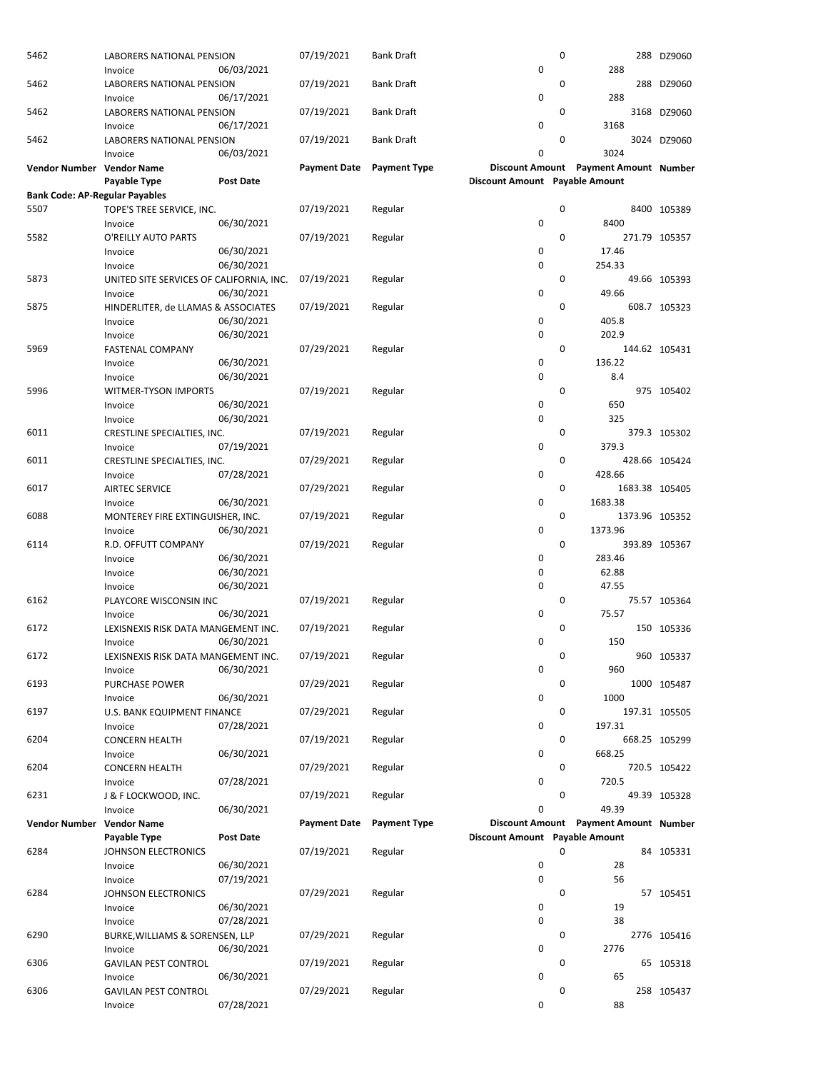| Vendor Number | Vendor Name | | Payment Date | Payment Type | Discount Amount | Payment Amount | Number |
|---|---|---|---|---|---|---|---|
| | Payable Type | Post Date | | | Discount Amount | Payable Amount | |
| 5462 | LABORERS NATIONAL PENSION | | 07/19/2021 | Bank Draft | 0 | 288 | DZ9060 |
| | Invoice | 06/03/2021 | | | 0 | 288 | |
| 5462 | LABORERS NATIONAL PENSION | | 07/19/2021 | Bank Draft | 0 | 288 | DZ9060 |
| | Invoice | 06/17/2021 | | | 0 | 288 | |
| 5462 | LABORERS NATIONAL PENSION | | 07/19/2021 | Bank Draft | 0 | 3168 | DZ9060 |
| | Invoice | 06/17/2021 | | | 0 | 3168 | |
| 5462 | LABORERS NATIONAL PENSION | | 07/19/2021 | Bank Draft | 0 | 3024 | DZ9060 |
| | Invoice | 06/03/2021 | | | 0 | 3024 | |

| Vendor Number | Vendor Name | | Payment Date | Payment Type | Discount Amount | Payment Amount | Number |
|---|---|---|---|---|---|---|---|
| | Payable Type | Post Date | | | Discount Amount | Payable Amount | |
| **Bank Code: AP-Regular Payables** | | | | | | | |
| 5507 | TOPE'S TREE SERVICE, INC. | | 07/19/2021 | Regular | 0 | 8400 | 105389 |
| | Invoice | 06/30/2021 | | | 0 | 8400 | |
| 5582 | O'REILLY AUTO PARTS | | 07/19/2021 | Regular | 0 | 271.79 | 105357 |
| | Invoice | 06/30/2021 | | | 0 | 17.46 | |
| | Invoice | 06/30/2021 | | | 0 | 254.33 | |
| 5873 | UNITED SITE SERVICES OF CALIFORNIA, INC. | | 07/19/2021 | Regular | 0 | 49.66 | 105393 |
| | Invoice | 06/30/2021 | | | 0 | 49.66 | |
| 5875 | HINDERLITER, de LLAMAS & ASSOCIATES | | 07/19/2021 | Regular | 0 | 608.7 | 105323 |
| | Invoice | 06/30/2021 | | | 0 | 405.8 | |
| | Invoice | 06/30/2021 | | | 0 | 202.9 | |
| 5969 | FASTENAL COMPANY | | 07/29/2021 | Regular | 0 | 144.62 | 105431 |
| | Invoice | 06/30/2021 | | | 0 | 136.22 | |
| | Invoice | 06/30/2021 | | | 0 | 8.4 | |
| 5996 | WITMER-TYSON IMPORTS | | 07/19/2021 | Regular | 0 | 975 | 105402 |
| | Invoice | 06/30/2021 | | | 0 | 650 | |
| | Invoice | 06/30/2021 | | | 0 | 325 | |
| 6011 | CRESTLINE SPECIALTIES, INC. | | 07/19/2021 | Regular | 0 | 379.3 | 105302 |
| | Invoice | 07/19/2021 | | | 0 | 379.3 | |
| 6011 | CRESTLINE SPECIALTIES, INC. | | 07/29/2021 | Regular | 0 | 428.66 | 105424 |
| | Invoice | 07/28/2021 | | | 0 | 428.66 | |
| 6017 | AIRTEC SERVICE | | 07/29/2021 | Regular | 0 | 1683.38 | 105405 |
| | Invoice | 06/30/2021 | | | 0 | 1683.38 | |
| 6088 | MONTEREY FIRE EXTINGUISHER, INC. | | 07/19/2021 | Regular | 0 | 1373.96 | 105352 |
| | Invoice | 06/30/2021 | | | 0 | 1373.96 | |
| 6114 | R.D. OFFUTT COMPANY | | 07/19/2021 | Regular | 0 | 393.89 | 105367 |
| | Invoice | 06/30/2021 | | | 0 | 283.46 | |
| | Invoice | 06/30/2021 | | | 0 | 62.88 | |
| | Invoice | 06/30/2021 | | | 0 | 47.55 | |
| 6162 | PLAYCORE WISCONSIN INC | | 07/19/2021 | Regular | 0 | 75.57 | 105364 |
| | Invoice | 06/30/2021 | | | 0 | 75.57 | |
| 6172 | LEXISNEXIS RISK DATA MANGEMENT INC. | | 07/19/2021 | Regular | 0 | 150 | 105336 |
| | Invoice | 06/30/2021 | | | 0 | 150 | |
| 6172 | LEXISNEXIS RISK DATA MANGEMENT INC. | | 07/19/2021 | Regular | 0 | 960 | 105337 |
| | Invoice | 06/30/2021 | | | 0 | 960 | |
| 6193 | PURCHASE POWER | | 07/29/2021 | Regular | 0 | 1000 | 105487 |
| | Invoice | 06/30/2021 | | | 0 | 1000 | |
| 6197 | U.S. BANK EQUIPMENT FINANCE | | 07/29/2021 | Regular | 0 | 197.31 | 105505 |
| | Invoice | 07/28/2021 | | | 0 | 197.31 | |
| 6204 | CONCERN HEALTH | | 07/19/2021 | Regular | 0 | 668.25 | 105299 |
| | Invoice | 06/30/2021 | | | 0 | 668.25 | |
| 6204 | CONCERN HEALTH | | 07/29/2021 | Regular | 0 | 720.5 | 105422 |
| | Invoice | 07/28/2021 | | | 0 | 720.5 | |
| 6231 | J & F LOCKWOOD, INC. | | 07/19/2021 | Regular | 0 | 49.39 | 105328 |
| | Invoice | 06/30/2021 | | | 0 | 49.39 | |

| Vendor Number | Vendor Name | | Payment Date | Payment Type | Discount Amount | Payment Amount | Number |
|---|---|---|---|---|---|---|---|
| | Payable Type | Post Date | | | Discount Amount | Payable Amount | |
| 6284 | JOHNSON ELECTRONICS | | 07/19/2021 | Regular | 0 | 84 | 105331 |
| | Invoice | 06/30/2021 | | | 0 | 28 | |
| | Invoice | 07/19/2021 | | | 0 | 56 | |
| 6284 | JOHNSON ELECTRONICS | | 07/29/2021 | Regular | 0 | 57 | 105451 |
| | Invoice | 06/30/2021 | | | 0 | 19 | |
| | Invoice | 07/28/2021 | | | 0 | 38 | |
| 6290 | BURKE,WILLIAMS & SORENSEN, LLP | | 07/29/2021 | Regular | 0 | 2776 | 105416 |
| | Invoice | 06/30/2021 | | | 0 | 2776 | |
| 6306 | GAVILAN PEST CONTROL | | 07/19/2021 | Regular | 0 | 65 | 105318 |
| | Invoice | 06/30/2021 | | | 0 | 65 | |
| 6306 | GAVILAN PEST CONTROL | | 07/29/2021 | Regular | 0 | 258 | 105437 |
| | Invoice | 07/28/2021 | | | 0 | 88 | |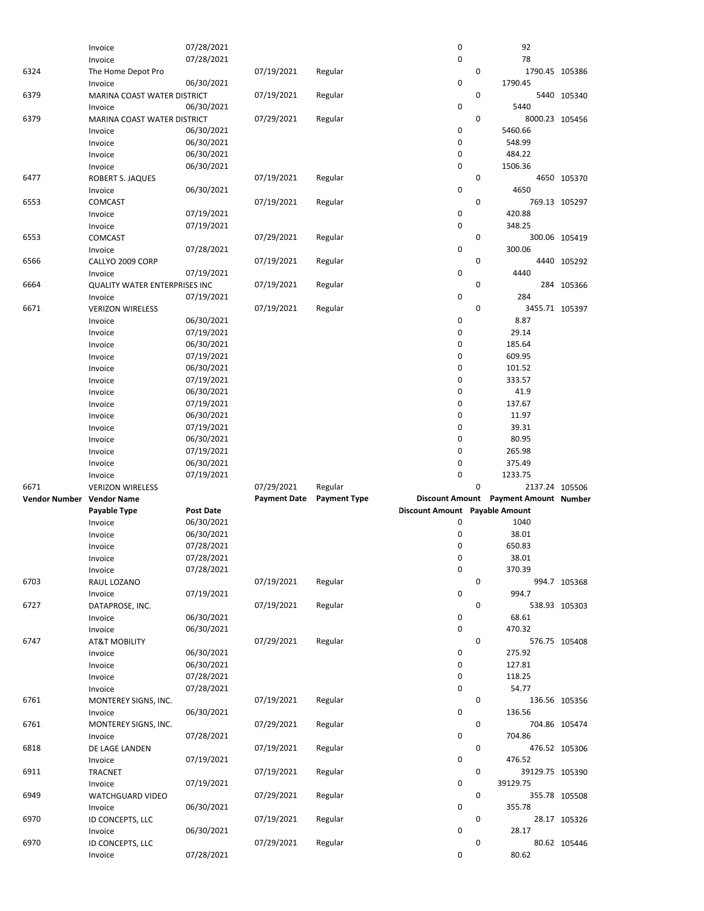| Vendor Number | Vendor Name | | Payment Date | Payment Type | Discount Amount | Payment Amount | Number |
|---|---|---|---|---|---|---|---|
| | Payable Type | Post Date | | | Discount Amount | Payable Amount | |
| | Invoice | 07/28/2021 | | | 0 | 92 | |
| | Invoice | 07/28/2021 | | | 0 | 78 | |
| 6324 | The Home Depot Pro | | 07/19/2021 | Regular | 0 | 1790.45 | 105386 |
| | Invoice | 06/30/2021 | | | 0 | 1790.45 | |
| 6379 | MARINA COAST WATER DISTRICT | | 07/19/2021 | Regular | 0 | 5440 | 105340 |
| | Invoice | 06/30/2021 | | | 0 | 5440 | |
| 6379 | MARINA COAST WATER DISTRICT | | 07/29/2021 | Regular | 0 | 8000.23 | 105456 |
| | Invoice | 06/30/2021 | | | 0 | 5460.66 | |
| | Invoice | 06/30/2021 | | | 0 | 548.99 | |
| | Invoice | 06/30/2021 | | | 0 | 484.22 | |
| | Invoice | 06/30/2021 | | | 0 | 1506.36 | |
| 6477 | ROBERT S. JAQUES | | 07/19/2021 | Regular | 0 | 4650 | 105370 |
| | Invoice | 06/30/2021 | | | 0 | 4650 | |
| 6553 | COMCAST | | 07/19/2021 | Regular | 0 | 769.13 | 105297 |
| | Invoice | 07/19/2021 | | | 0 | 420.88 | |
| | Invoice | 07/19/2021 | | | 0 | 348.25 | |
| 6553 | COMCAST | | 07/29/2021 | Regular | 0 | 300.06 | 105419 |
| | Invoice | 07/28/2021 | | | 0 | 300.06 | |
| 6566 | CALLYO 2009 CORP | | 07/19/2021 | Regular | 0 | 4440 | 105292 |
| | Invoice | 07/19/2021 | | | 0 | 4440 | |
| 6664 | QUALITY WATER ENTERPRISES INC | | 07/19/2021 | Regular | 0 | 284 | 105366 |
| | Invoice | 07/19/2021 | | | 0 | 284 | |
| 6671 | VERIZON WIRELESS | | 07/19/2021 | Regular | 0 | 3455.71 | 105397 |
| | Invoice | 06/30/2021 | | | 0 | 8.87 | |
| | Invoice | 07/19/2021 | | | 0 | 29.14 | |
| | Invoice | 06/30/2021 | | | 0 | 185.64 | |
| | Invoice | 07/19/2021 | | | 0 | 609.95 | |
| | Invoice | 06/30/2021 | | | 0 | 101.52 | |
| | Invoice | 07/19/2021 | | | 0 | 333.57 | |
| | Invoice | 06/30/2021 | | | 0 | 41.9 | |
| | Invoice | 07/19/2021 | | | 0 | 137.67 | |
| | Invoice | 06/30/2021 | | | 0 | 11.97 | |
| | Invoice | 07/19/2021 | | | 0 | 39.31 | |
| | Invoice | 06/30/2021 | | | 0 | 80.95 | |
| | Invoice | 07/19/2021 | | | 0 | 265.98 | |
| | Invoice | 06/30/2021 | | | 0 | 375.49 | |
| | Invoice | 07/19/2021 | | | 0 | 1233.75 | |
| 6671 | VERIZON WIRELESS | | 07/29/2021 | Regular | 0 | 2137.24 | 105506 |
| | Invoice | 06/30/2021 | | | 0 | 1040 | |
| | Invoice | 06/30/2021 | | | 0 | 38.01 | |
| | Invoice | 07/28/2021 | | | 0 | 650.83 | |
| | Invoice | 07/28/2021 | | | 0 | 38.01 | |
| | Invoice | 07/28/2021 | | | 0 | 370.39 | |
| 6703 | RAUL LOZANO | | 07/19/2021 | Regular | 0 | 994.7 | 105368 |
| | Invoice | 07/19/2021 | | | 0 | 994.7 | |
| 6727 | DATAPROSE, INC. | | 07/19/2021 | Regular | 0 | 538.93 | 105303 |
| | Invoice | 06/30/2021 | | | 0 | 68.61 | |
| | Invoice | 06/30/2021 | | | 0 | 470.32 | |
| 6747 | AT&T MOBILITY | | 07/29/2021 | Regular | 0 | 576.75 | 105408 |
| | Invoice | 06/30/2021 | | | 0 | 275.92 | |
| | Invoice | 06/30/2021 | | | 0 | 127.81 | |
| | Invoice | 07/28/2021 | | | 0 | 118.25 | |
| | Invoice | 07/28/2021 | | | 0 | 54.77 | |
| 6761 | MONTEREY SIGNS, INC. | | 07/19/2021 | Regular | 0 | 136.56 | 105356 |
| | Invoice | 06/30/2021 | | | 0 | 136.56 | |
| 6761 | MONTEREY SIGNS, INC. | | 07/29/2021 | Regular | 0 | 704.86 | 105474 |
| | Invoice | 07/28/2021 | | | 0 | 704.86 | |
| 6818 | DE LAGE LANDEN | | 07/19/2021 | Regular | 0 | 476.52 | 105306 |
| | Invoice | 07/19/2021 | | | 0 | 476.52 | |
| 6911 | TRACNET | | 07/19/2021 | Regular | 0 | 39129.75 | 105390 |
| | Invoice | 07/19/2021 | | | 0 | 39129.75 | |
| 6949 | WATCHGUARD VIDEO | | 07/29/2021 | Regular | 0 | 355.78 | 105508 |
| | Invoice | 06/30/2021 | | | 0 | 355.78 | |
| 6970 | ID CONCEPTS, LLC | | 07/19/2021 | Regular | 0 | 28.17 | 105326 |
| | Invoice | 06/30/2021 | | | 0 | 28.17 | |
| 6970 | ID CONCEPTS, LLC | | 07/29/2021 | Regular | 0 | 80.62 | 105446 |
| | Invoice | 07/28/2021 | | | 0 | 80.62 | |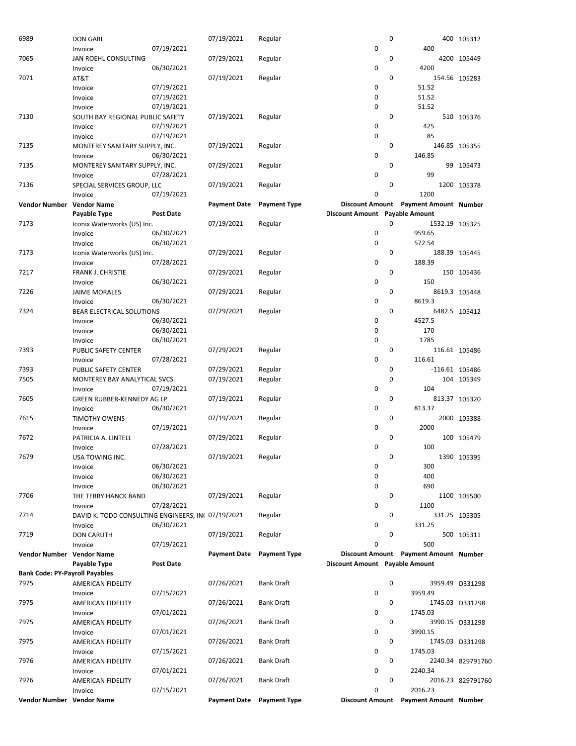| Vendor Number | Vendor Name | | Payment Date | Payment Type | Discount Amount | Payment Amount | Number |
|---|---|---|---|---|---|---|---|
| | Payable Type | Post Date | | | Discount Amount | Payable Amount | |
| 6989 | DON GARL | | 07/19/2021 | Regular | 0 | 400 | 105312 |
| | Invoice | 07/19/2021 | | | 0 | 400 | |
| 7065 | JAN ROEHL CONSULTING | | 07/29/2021 | Regular | 0 | 4200 | 105449 |
| | Invoice | 06/30/2021 | | | 0 | 4200 | |
| 7071 | AT&T | | 07/19/2021 | Regular | 0 | 154.56 | 105283 |
| | Invoice | 07/19/2021 | | | 0 | 51.52 | |
| | Invoice | 07/19/2021 | | | 0 | 51.52 | |
| | Invoice | 07/19/2021 | | | 0 | 51.52 | |
| 7130 | SOUTH BAY REGIONAL PUBLIC SAFETY | | 07/19/2021 | Regular | 0 | 510 | 105376 |
| | Invoice | 07/19/2021 | | | 0 | 425 | |
| | Invoice | 07/19/2021 | | | 0 | 85 | |
| 7135 | MONTEREY SANITARY SUPPLY, INC. | | 07/19/2021 | Regular | 0 | 146.85 | 105355 |
| | Invoice | 06/30/2021 | | | 0 | 146.85 | |
| 7135 | MONTEREY SANITARY SUPPLY, INC. | | 07/29/2021 | Regular | 0 | 99 | 105473 |
| | Invoice | 07/28/2021 | | | 0 | 99 | |
| 7136 | SPECIAL SERVICES GROUP, LLC | | 07/19/2021 | Regular | 0 | 1200 | 105378 |
| | Invoice | 07/19/2021 | | | 0 | 1200 | |
| **Vendor Number** | **Vendor Name** | | **Payment Date** | **Payment Type** | **Discount Amount** | **Payment Amount** | **Number** |
| | **Payable Type** | **Post Date** | | | **Discount Amount** | **Payable Amount** | |
| 7173 | Iconix Waterworks (US) Inc. | | 07/19/2021 | Regular | 0 | 1532.19 | 105325 |
| | Invoice | 06/30/2021 | | | 0 | 959.65 | |
| | Invoice | 06/30/2021 | | | 0 | 572.54 | |
| 7173 | Iconix Waterworks (US) Inc. | | 07/29/2021 | Regular | 0 | 188.39 | 105445 |
| | Invoice | 07/28/2021 | | | 0 | 188.39 | |
| 7217 | FRANK J. CHRISTIE | | 07/29/2021 | Regular | 0 | 150 | 105436 |
| | Invoice | 06/30/2021 | | | 0 | 150 | |
| 7226 | JAIME MORALES | | 07/29/2021 | Regular | 0 | 8619.3 | 105448 |
| | Invoice | 06/30/2021 | | | 0 | 8619.3 | |
| 7324 | BEAR ELECTRICAL SOLUTIONS | | 07/29/2021 | Regular | 0 | 6482.5 | 105412 |
| | Invoice | 06/30/2021 | | | 0 | 4527.5 | |
| | Invoice | 06/30/2021 | | | 0 | 170 | |
| | Invoice | 06/30/2021 | | | 0 | 1785 | |
| 7393 | PUBLIC SAFETY CENTER | | 07/29/2021 | Regular | 0 | 116.61 | 105486 |
| | Invoice | 07/28/2021 | | | 0 | 116.61 | |
| 7393 | PUBLIC SAFETY CENTER | | 07/29/2021 | Regular | 0 | -116.61 | 105486 |
| 7505 | MONTEREY BAY ANALYTICAL SVCS. | | 07/19/2021 | Regular | 0 | 104 | 105349 |
| | Invoice | 07/19/2021 | | | 0 | 104 | |
| 7605 | GREEN RUBBER-KENNEDY AG LP | | 07/19/2021 | Regular | 0 | 813.37 | 105320 |
| | Invoice | 06/30/2021 | | | 0 | 813.37 | |
| 7615 | TIMOTHY OWENS | | 07/19/2021 | Regular | 0 | 2000 | 105388 |
| | Invoice | 07/19/2021 | | | 0 | 2000 | |
| 7672 | PATRICIA A. LINTELL | | 07/29/2021 | Regular | 0 | 100 | 105479 |
| | Invoice | 07/28/2021 | | | 0 | 100 | |
| 7679 | USA TOWING INC. | | 07/19/2021 | Regular | 0 | 1390 | 105395 |
| | Invoice | 06/30/2021 | | | 0 | 300 | |
| | Invoice | 06/30/2021 | | | 0 | 400 | |
| | Invoice | 06/30/2021 | | | 0 | 690 | |
| 7706 | THE TERRY HANCK BAND | | 07/29/2021 | Regular | 0 | 1100 | 105500 |
| | Invoice | 07/28/2021 | | | 0 | 1100 | |
| 7714 | DAVID K. TODD CONSULTING ENGINEERS, IN( | | 07/19/2021 | Regular | 0 | 331.25 | 105305 |
| | Invoice | 06/30/2021 | | | 0 | 331.25 | |
| 7719 | DON CARUTH | | 07/19/2021 | Regular | 0 | 500 | 105311 |
| | Invoice | 07/19/2021 | | | 0 | 500 | |
| **Vendor Number** | **Vendor Name** | | **Payment Date** | **Payment Type** | **Discount Amount** | **Payment Amount** | **Number** |
| | **Payable Type** | **Post Date** | | | **Discount Amount** | **Payable Amount** | |
| **Bank Code: PY-Payroll Payables** | | | | | | | |
| 7975 | AMERICAN FIDELITY | | 07/26/2021 | Bank Draft | 0 | 3959.49 | D331298 |
| | Invoice | 07/15/2021 | | | 0 | 3959.49 | |
| 7975 | AMERICAN FIDELITY | | 07/26/2021 | Bank Draft | 0 | 1745.03 | D331298 |
| | Invoice | 07/01/2021 | | | 0 | 1745.03 | |
| 7975 | AMERICAN FIDELITY | | 07/26/2021 | Bank Draft | 0 | 3990.15 | D331298 |
| | Invoice | 07/01/2021 | | | 0 | 3990.15 | |
| 7975 | AMERICAN FIDELITY | | 07/26/2021 | Bank Draft | 0 | 1745.03 | D331298 |
| | Invoice | 07/15/2021 | | | 0 | 1745.03 | |
| 7976 | AMERICAN FIDELITY | | 07/26/2021 | Bank Draft | 0 | 2240.34 | 829791760 |
| | Invoice | 07/01/2021 | | | 0 | 2240.34 | |
| 7976 | AMERICAN FIDELITY | | 07/26/2021 | Bank Draft | 0 | 2016.23 | 829791760 |
| | Invoice | 07/15/2021 | | | 0 | 2016.23 | |
| **Vendor Number** | **Vendor Name** | | **Payment Date** | **Payment Type** | **Discount Amount** | **Payment Amount** | **Number** |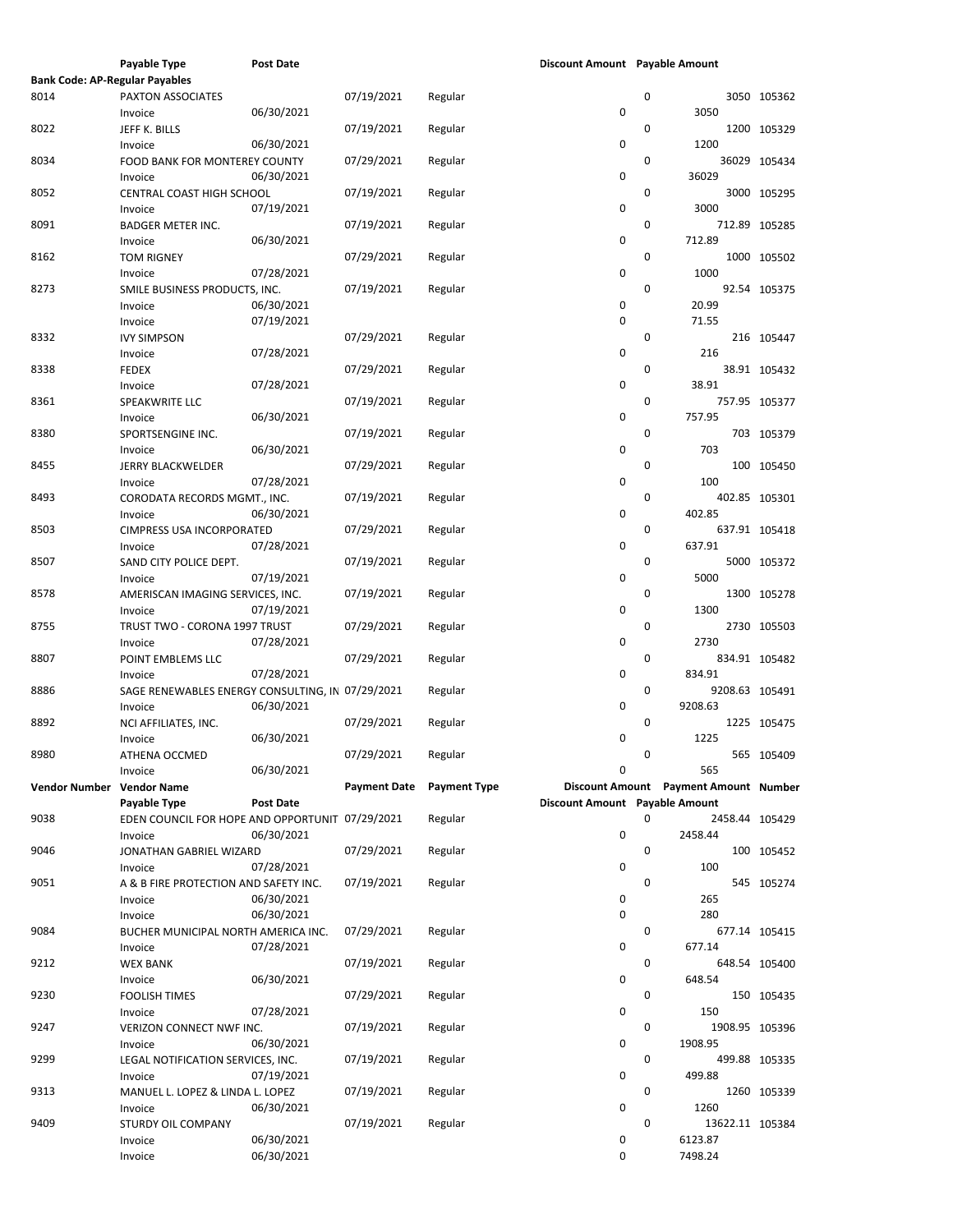| Vendor Number | Vendor Name | | Payment Date | Payment Type | Discount Amount | Payment Amount | Number |
|---|---|---|---|---|---|---|---|
| | Payable Type | Post Date | | | Discount Amount | Payable Amount | |
| **Bank Code: AP-Regular Payables** | | | | | | | |
| 8014 | PAXTON ASSOCIATES | | 07/19/2021 | Regular | 0 | 3050 | 105362 |
| | Invoice | 06/30/2021 | | | 0 | 3050 | |
| 8022 | JEFF K. BILLS | | 07/19/2021 | Regular | 0 | 1200 | 105329 |
| | Invoice | 06/30/2021 | | | 0 | 1200 | |
| 8034 | FOOD BANK FOR MONTEREY COUNTY | | 07/29/2021 | Regular | 0 | 36029 | 105434 |
| | Invoice | 06/30/2021 | | | 0 | 36029 | |
| 8052 | CENTRAL COAST HIGH SCHOOL | | 07/19/2021 | Regular | 0 | 3000 | 105295 |
| | Invoice | 07/19/2021 | | | 0 | 3000 | |
| 8091 | BADGER METER INC. | | 07/19/2021 | Regular | 0 | 712.89 | 105285 |
| | Invoice | 06/30/2021 | | | 0 | 712.89 | |
| 8162 | TOM RIGNEY | | 07/29/2021 | Regular | 0 | 1000 | 105502 |
| | Invoice | 07/28/2021 | | | 0 | 1000 | |
| 8273 | SMILE BUSINESS PRODUCTS, INC. | | 07/19/2021 | Regular | 0 | 92.54 | 105375 |
| | Invoice | 06/30/2021 | | | 0 | 20.99 | |
| | Invoice | 07/19/2021 | | | 0 | 71.55 | |
| 8332 | IVY SIMPSON | | 07/29/2021 | Regular | 0 | 216 | 105447 |
| | Invoice | 07/28/2021 | | | 0 | 216 | |
| 8338 | FEDEX | | 07/29/2021 | Regular | 0 | 38.91 | 105432 |
| | Invoice | 07/28/2021 | | | 0 | 38.91 | |
| 8361 | SPEAKWRITE LLC | | 07/19/2021 | Regular | 0 | 757.95 | 105377 |
| | Invoice | 06/30/2021 | | | 0 | 757.95 | |
| 8380 | SPORTSENGINE INC. | | 07/19/2021 | Regular | 0 | 703 | 105379 |
| | Invoice | 06/30/2021 | | | 0 | 703 | |
| 8455 | JERRY BLACKWELDER | | 07/29/2021 | Regular | 0 | 100 | 105450 |
| | Invoice | 07/28/2021 | | | 0 | 100 | |
| 8493 | CORODATA RECORDS MGMT., INC. | | 07/19/2021 | Regular | 0 | 402.85 | 105301 |
| | Invoice | 06/30/2021 | | | 0 | 402.85 | |
| 8503 | CIMPRESS USA INCORPORATED | | 07/29/2021 | Regular | 0 | 637.91 | 105418 |
| | Invoice | 07/28/2021 | | | 0 | 637.91 | |
| 8507 | SAND CITY POLICE DEPT. | | 07/19/2021 | Regular | 0 | 5000 | 105372 |
| | Invoice | 07/19/2021 | | | 0 | 5000 | |
| 8578 | AMERISCAN IMAGING SERVICES, INC. | | 07/19/2021 | Regular | 0 | 1300 | 105278 |
| | Invoice | 07/19/2021 | | | 0 | 1300 | |
| 8755 | TRUST TWO - CORONA 1997 TRUST | | 07/29/2021 | Regular | 0 | 2730 | 105503 |
| | Invoice | 07/28/2021 | | | 0 | 2730 | |
| 8807 | POINT EMBLEMS LLC | | 07/29/2021 | Regular | 0 | 834.91 | 105482 |
| | Invoice | 07/28/2021 | | | 0 | 834.91 | |
| 8886 | SAGE RENEWABLES ENERGY CONSULTING, IN | | 07/29/2021 | Regular | 0 | 9208.63 | 105491 |
| | Invoice | 06/30/2021 | | | 0 | 9208.63 | |
| 8892 | NCI AFFILIATES, INC. | | 07/29/2021 | Regular | 0 | 1225 | 105475 |
| | Invoice | 06/30/2021 | | | 0 | 1225 | |
| 8980 | ATHENA OCCMED | | 07/29/2021 | Regular | 0 | 565 | 105409 |
| | Invoice | 06/30/2021 | | | 0 | 565 | |
| **Vendor Number** | **Vendor Name** | | **Payment Date** | **Payment Type** | **Discount Amount** | **Payment Amount** | **Number** |
| | **Payable Type** | **Post Date** | | | **Discount Amount** | **Payable Amount** | |
| 9038 | EDEN COUNCIL FOR HOPE AND OPPORTUNIT | | 07/29/2021 | Regular | 0 | 2458.44 | 105429 |
| | Invoice | 06/30/2021 | | | 0 | 2458.44 | |
| 9046 | JONATHAN GABRIEL WIZARD | | 07/29/2021 | Regular | 0 | 100 | 105452 |
| | Invoice | 07/28/2021 | | | 0 | 100 | |
| 9051 | A & B FIRE PROTECTION AND SAFETY INC. | | 07/19/2021 | Regular | 0 | 545 | 105274 |
| | Invoice | 06/30/2021 | | | 0 | 265 | |
| | Invoice | 06/30/2021 | | | 0 | 280 | |
| 9084 | BUCHER MUNICIPAL NORTH AMERICA INC. | | 07/29/2021 | Regular | 0 | 677.14 | 105415 |
| | Invoice | 07/28/2021 | | | 0 | 677.14 | |
| 9212 | WEX BANK | | 07/19/2021 | Regular | 0 | 648.54 | 105400 |
| | Invoice | 06/30/2021 | | | 0 | 648.54 | |
| 9230 | FOOLISH TIMES | | 07/29/2021 | Regular | 0 | 150 | 105435 |
| | Invoice | 07/28/2021 | | | 0 | 150 | |
| 9247 | VERIZON CONNECT NWF INC. | | 07/19/2021 | Regular | 0 | 1908.95 | 105396 |
| | Invoice | 06/30/2021 | | | 0 | 1908.95 | |
| 9299 | LEGAL NOTIFICATION SERVICES, INC. | | 07/19/2021 | Regular | 0 | 499.88 | 105335 |
| | Invoice | 07/19/2021 | | | 0 | 499.88 | |
| 9313 | MANUEL L. LOPEZ & LINDA L. LOPEZ | | 07/19/2021 | Regular | 0 | 1260 | 105339 |
| | Invoice | 06/30/2021 | | | 0 | 1260 | |
| 9409 | STURDY OIL COMPANY | | 07/19/2021 | Regular | 0 | 13622.11 | 105384 |
| | Invoice | 06/30/2021 | | | 0 | 6123.87 | |
| | Invoice | 06/30/2021 | | | 0 | 7498.24 | |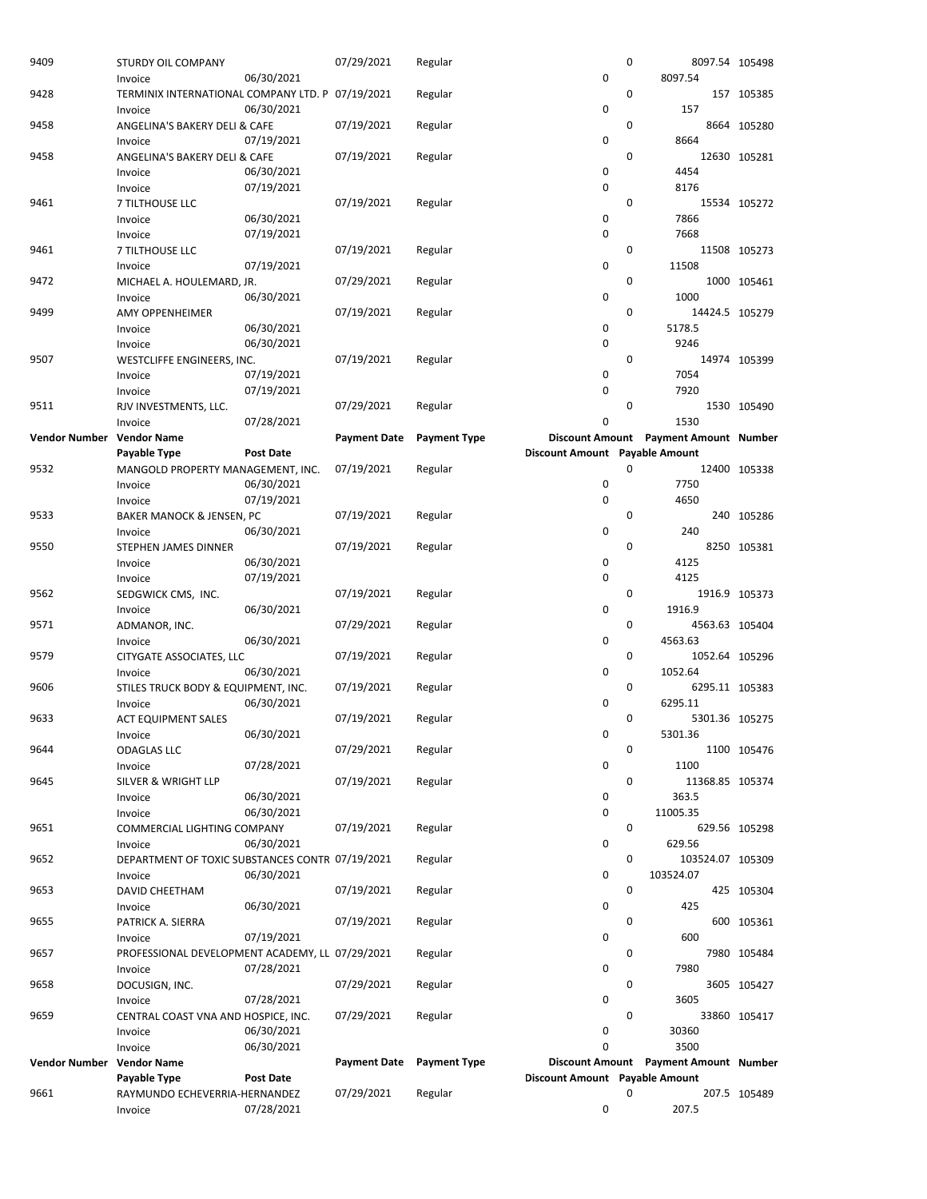| Vendor Number | Vendor Name | | Payment Date | Payment Type | Discount Amount | Payment Amount | Number |
|---|---|---|---|---|---|---|---|
| | Payable Type | Post Date | | | Discount Amount | Payable Amount | |
| 9409 | STURDY OIL COMPANY | | 07/29/2021 | Regular | 0 | 8097.54 | 105498 |
| | Invoice | 06/30/2021 | | | 0 | 8097.54 | |
| 9428 | TERMINIX INTERNATIONAL COMPANY LTD. P | | 07/19/2021 | Regular | 0 | 157 | 105385 |
| | Invoice | 06/30/2021 | | | 0 | 157 | |
| 9458 | ANGELINA'S BAKERY DELI & CAFE | | 07/19/2021 | Regular | 0 | 8664 | 105280 |
| | Invoice | 07/19/2021 | | | 0 | 8664 | |
| 9458 | ANGELINA'S BAKERY DELI & CAFE | | 07/19/2021 | Regular | 0 | 12630 | 105281 |
| | Invoice | 06/30/2021 | | | 0 | 4454 | |
| | Invoice | 07/19/2021 | | | 0 | 8176 | |
| 9461 | 7 TILTHOUSE LLC | | 07/19/2021 | Regular | 0 | 15534 | 105272 |
| | Invoice | 06/30/2021 | | | 0 | 7866 | |
| | Invoice | 07/19/2021 | | | 0 | 7668 | |
| 9461 | 7 TILTHOUSE LLC | | 07/19/2021 | Regular | 0 | 11508 | 105273 |
| | Invoice | 07/19/2021 | | | 0 | 11508 | |
| 9472 | MICHAEL A. HOULEMARD, JR. | | 07/29/2021 | Regular | 0 | 1000 | 105461 |
| | Invoice | 06/30/2021 | | | 0 | 1000 | |
| 9499 | AMY OPPENHEIMER | | 07/19/2021 | Regular | 0 | 14424.5 | 105279 |
| | Invoice | 06/30/2021 | | | 0 | 5178.5 | |
| | Invoice | 06/30/2021 | | | 0 | 9246 | |
| 9507 | WESTCLIFFE ENGINEERS, INC. | | 07/19/2021 | Regular | 0 | 14974 | 105399 |
| | Invoice | 07/19/2021 | | | 0 | 7054 | |
| | Invoice | 07/19/2021 | | | 0 | 7920 | |
| 9511 | RJV INVESTMENTS, LLC. | | 07/29/2021 | Regular | 0 | 1530 | 105490 |
| | Invoice | 07/28/2021 | | | 0 | 1530 | |
| **Vendor Number** | **Vendor Name** | | **Payment Date** | **Payment Type** | **Discount Amount** | **Payment Amount** | **Number** |
| | **Payable Type** | **Post Date** | | | **Discount Amount** | **Payable Amount** | |
| 9532 | MANGOLD PROPERTY MANAGEMENT, INC. | | 07/19/2021 | Regular | 0 | 12400 | 105338 |
| | Invoice | 06/30/2021 | | | 0 | 7750 | |
| | Invoice | 07/19/2021 | | | 0 | 4650 | |
| 9533 | BAKER MANOCK & JENSEN, PC | | 07/19/2021 | Regular | 0 | 240 | 105286 |
| | Invoice | 06/30/2021 | | | 0 | 240 | |
| 9550 | STEPHEN JAMES DINNER | | 07/19/2021 | Regular | 0 | 8250 | 105381 |
| | Invoice | 06/30/2021 | | | 0 | 4125 | |
| | Invoice | 07/19/2021 | | | 0 | 4125 | |
| 9562 | SEDGWICK CMS, INC. | | 07/19/2021 | Regular | 0 | 1916.9 | 105373 |
| | Invoice | 06/30/2021 | | | 0 | 1916.9 | |
| 9571 | ADMANOR, INC. | | 07/29/2021 | Regular | 0 | 4563.63 | 105404 |
| | Invoice | 06/30/2021 | | | 0 | 4563.63 | |
| 9579 | CITYGATE ASSOCIATES, LLC | | 07/19/2021 | Regular | 0 | 1052.64 | 105296 |
| | Invoice | 06/30/2021 | | | 0 | 1052.64 | |
| 9606 | STILES TRUCK BODY & EQUIPMENT, INC. | | 07/19/2021 | Regular | 0 | 6295.11 | 105383 |
| | Invoice | 06/30/2021 | | | 0 | 6295.11 | |
| 9633 | ACT EQUIPMENT SALES | | 07/19/2021 | Regular | 0 | 5301.36 | 105275 |
| | Invoice | 06/30/2021 | | | 0 | 5301.36 | |
| 9644 | ODAGLAS LLC | | 07/29/2021 | Regular | 0 | 1100 | 105476 |
| | Invoice | 07/28/2021 | | | 0 | 1100 | |
| 9645 | SILVER & WRIGHT LLP | | 07/19/2021 | Regular | 0 | 11368.85 | 105374 |
| | Invoice | 06/30/2021 | | | 0 | 363.5 | |
| | Invoice | 06/30/2021 | | | 0 | 11005.35 | |
| 9651 | COMMERCIAL LIGHTING COMPANY | | 07/19/2021 | Regular | 0 | 629.56 | 105298 |
| | Invoice | 06/30/2021 | | | 0 | 629.56 | |
| 9652 | DEPARTMENT OF TOXIC SUBSTANCES CONTR | | 07/19/2021 | Regular | 0 | 103524.07 | 105309 |
| | Invoice | 06/30/2021 | | | 0 | 103524.07 | |
| 9653 | DAVID CHEETHAM | | 07/19/2021 | Regular | 0 | 425 | 105304 |
| | Invoice | 06/30/2021 | | | 0 | 425 | |
| 9655 | PATRICK A. SIERRA | | 07/19/2021 | Regular | 0 | 600 | 105361 |
| | Invoice | 07/19/2021 | | | 0 | 600 | |
| 9657 | PROFESSIONAL DEVELOPMENT ACADEMY, LL | | 07/29/2021 | Regular | 0 | 7980 | 105484 |
| | Invoice | 07/28/2021 | | | 0 | 7980 | |
| 9658 | DOCUSIGN, INC. | | 07/29/2021 | Regular | 0 | 3605 | 105427 |
| | Invoice | 07/28/2021 | | | 0 | 3605 | |
| 9659 | CENTRAL COAST VNA AND HOSPICE, INC. | | 07/29/2021 | Regular | 0 | 33860 | 105417 |
| | Invoice | 06/30/2021 | | | 0 | 30360 | |
| | Invoice | 06/30/2021 | | | 0 | 3500 | |
| **Vendor Number** | **Vendor Name** | | **Payment Date** | **Payment Type** | **Discount Amount** | **Payment Amount** | **Number** |
| | **Payable Type** | **Post Date** | | | **Discount Amount** | **Payable Amount** | |
| 9661 | RAYMUNDO ECHEVERRIA-HERNANDEZ | | 07/29/2021 | Regular | 0 | 207.5 | 105489 |
| | Invoice | 07/28/2021 | | | 0 | 207.5 | |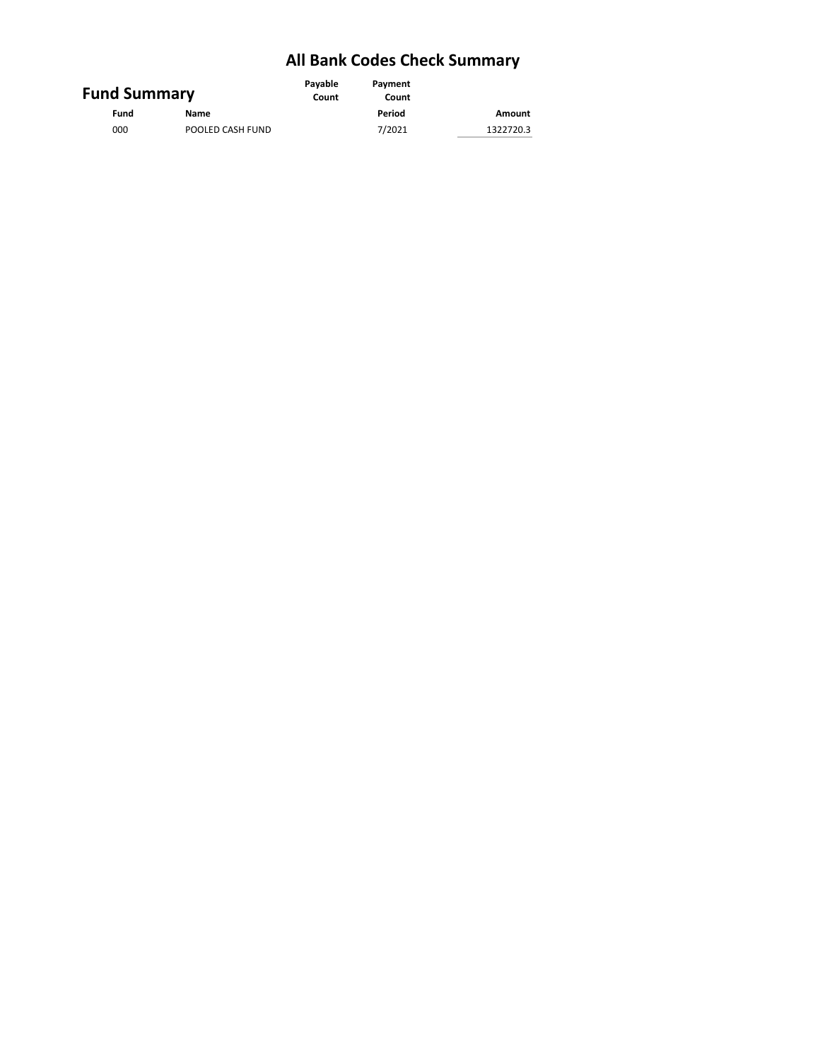# All Bank Codes Check Summary

## Fund Summary

| Fund | Name | Payable Count | Payment Count | Period | Amount |
|---|---|---|---|---|---|
| 000 | POOLED CASH FUND | | | 7/2021 | 1322720.3 |